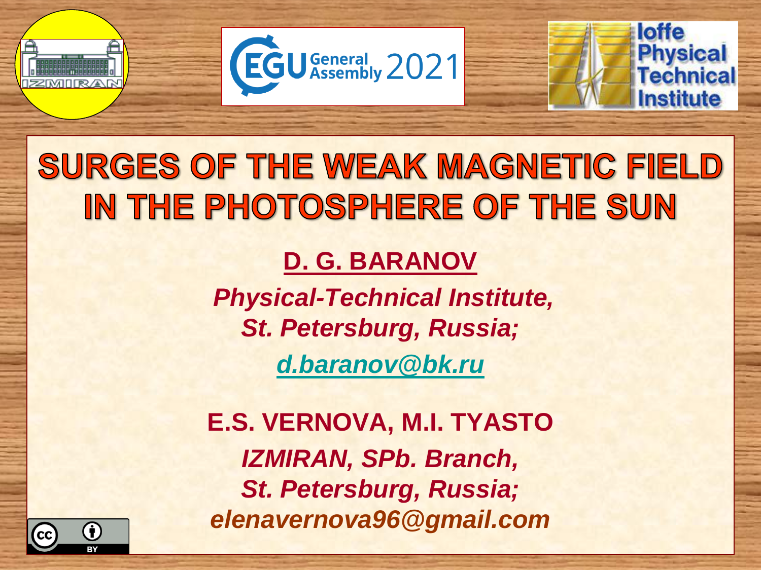# SURGES OF THE WEAK MAGNETIC FIELD IN THE PHOTOSPHERE OF THE SUN

**D. G. BARANOV**

*Physical-Technical Institute,*
*St. Petersburg, Russia;*
*d.baranov@bk.ru*

**E.S. VERNOVA, M.I. TYASTO**

*IZMIRAN, SPb. Branch,*
*St. Petersburg, Russia;*
*elenavernova96@gmail.com*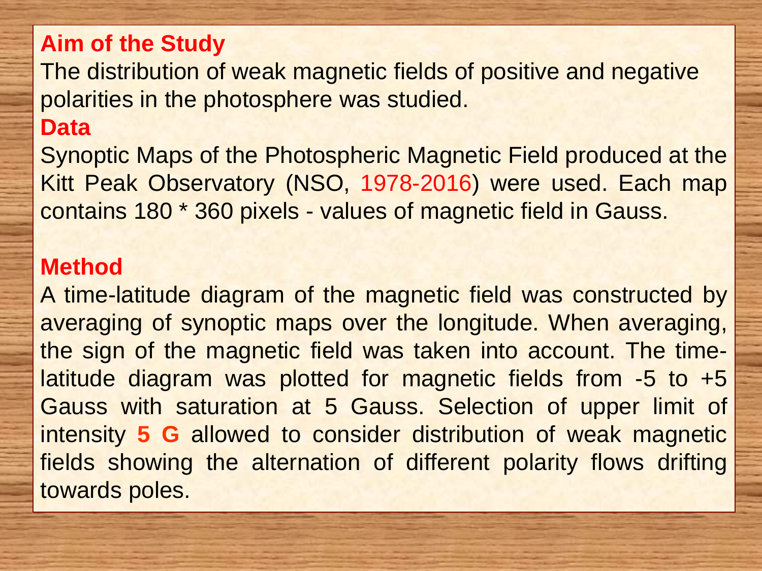## Aim of the Study

The distribution of weak magnetic fields of positive and negative polarities in the photosphere was studied.

## Data

Synoptic Maps of the Photospheric Magnetic Field produced at the Kitt Peak Observatory (NSO, 1978-2016) were used. Each map contains 180 * 360 pixels - values of magnetic field in Gauss.

## Method

A time-latitude diagram of the magnetic field was constructed by averaging of synoptic maps over the longitude. When averaging, the sign of the magnetic field was taken into account. The time-latitude diagram was plotted for magnetic fields from -5 to +5 Gauss with saturation at 5 Gauss. Selection of upper limit of intensity **5 G** allowed to consider distribution of weak magnetic fields showing the alternation of different polarity flows drifting towards poles.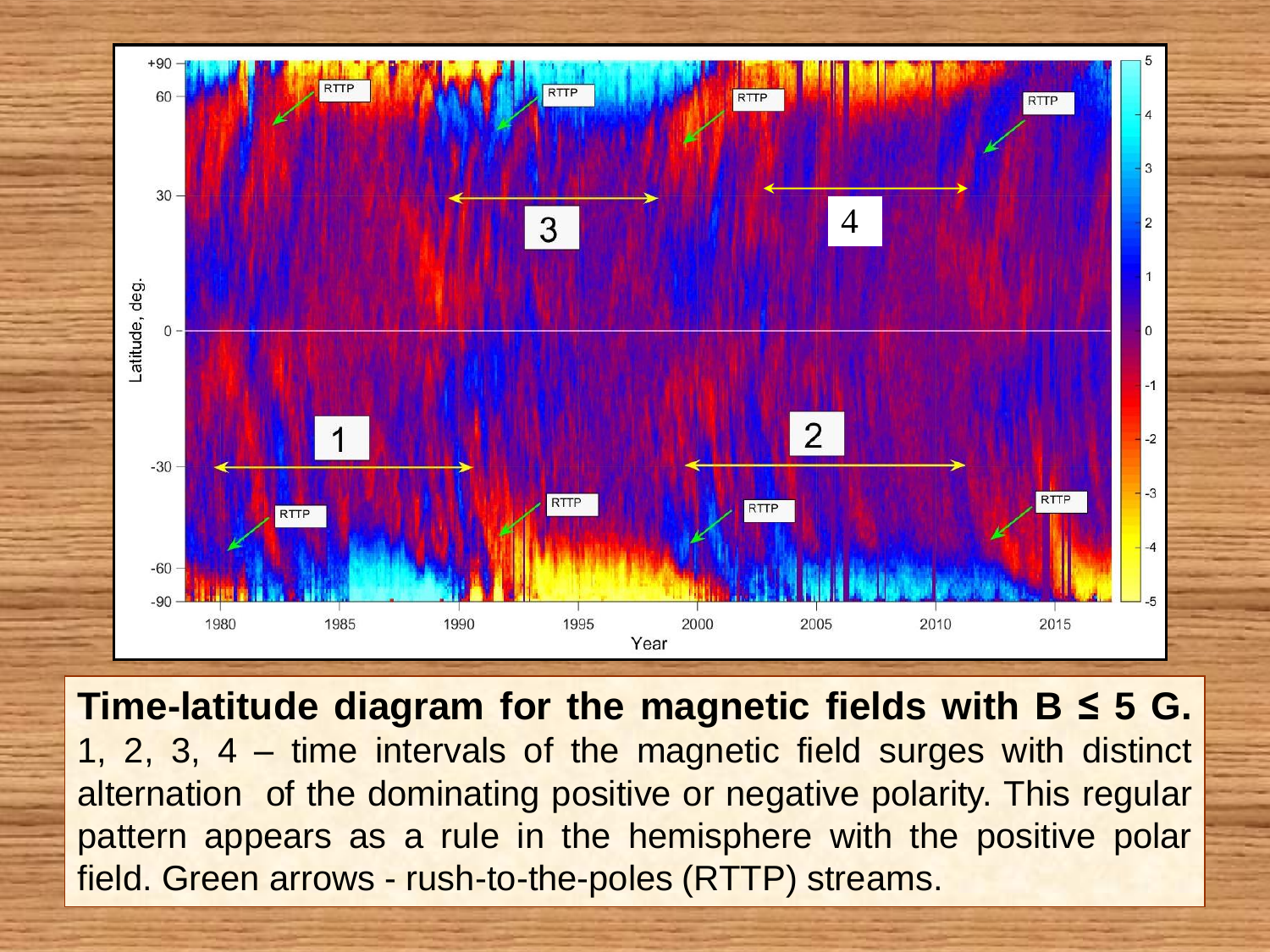**Time-latitude diagram for the magnetic fields with B ≤ 5 G.** 1, 2, 3, 4 – time intervals of the magnetic field surges with distinct alternation of the dominating positive or negative polarity. This regular pattern appears as a rule in the hemisphere with the positive polar field. Green arrows - rush-to-the-poles (RTTP) streams.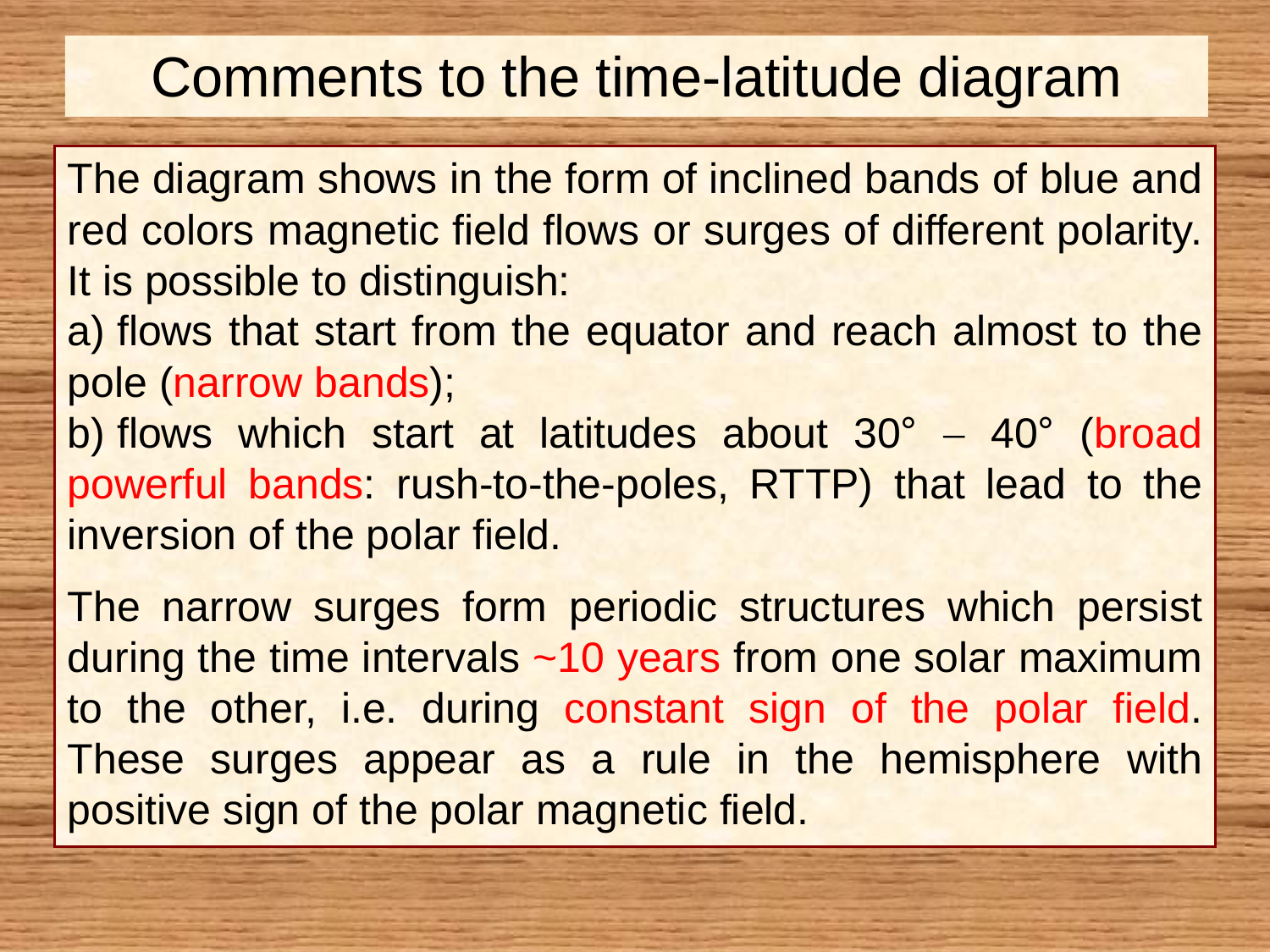# Comments to the time-latitude diagram

The diagram shows in the form of inclined bands of blue and red colors magnetic field flows or surges of different polarity. It is possible to distinguish:

a) flows that start from the equator and reach almost to the pole (narrow bands);

b) flows which start at latitudes about 30° – 40° (broad powerful bands: rush-to-the-poles, RTTP) that lead to the inversion of the polar field.

The narrow surges form periodic structures which persist during the time intervals ~10 years from one solar maximum to the other, i.e. during constant sign of the polar field. These surges appear as a rule in the hemisphere with positive sign of the polar magnetic field.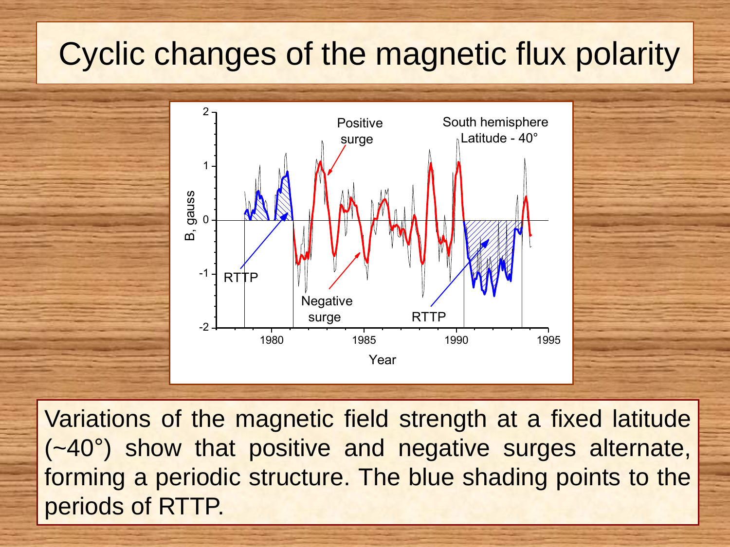# Cyclic changes of the magnetic flux polarity

Variations of the magnetic field strength at a fixed latitude (~40°) show that positive and negative surges alternate, forming a periodic structure. The blue shading points to the periods of RTTP.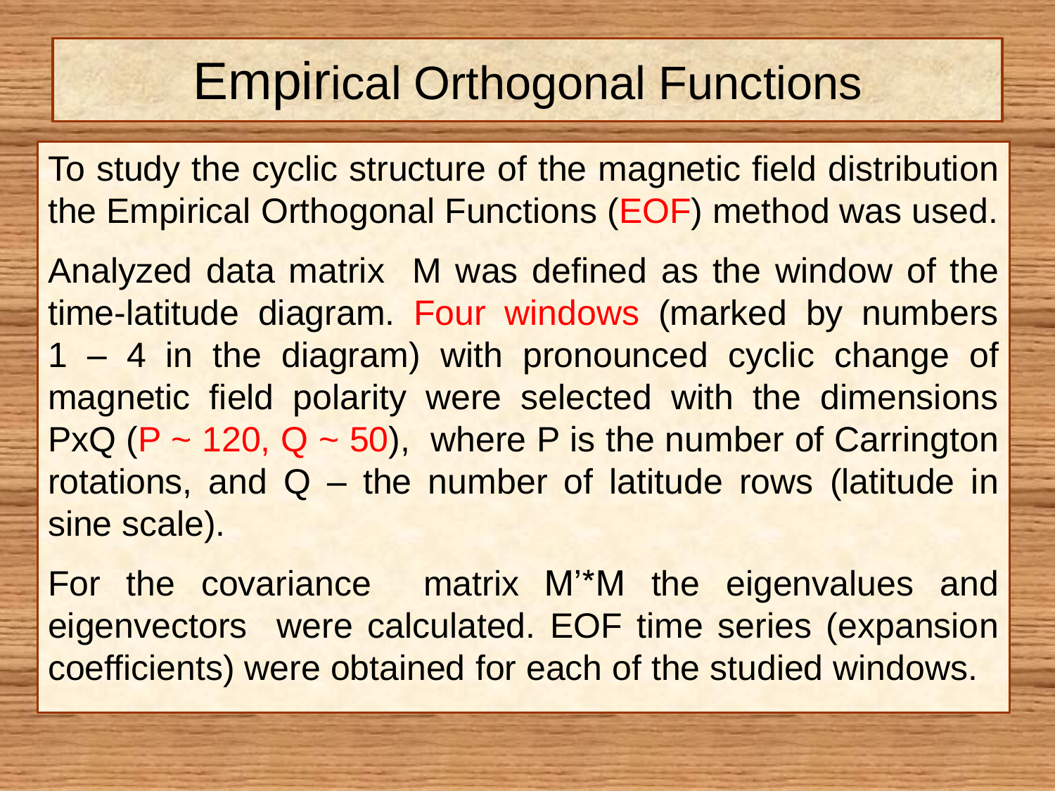# Empirical Orthogonal Functions

To study the cyclic structure of the magnetic field distribution the Empirical Orthogonal Functions (EOF) method was used.

Analyzed data matrix M was defined as the window of the time-latitude diagram. Four windows (marked by numbers 1 – 4 in the diagram) with pronounced cyclic change of magnetic field polarity were selected with the dimensions PxQ ($P \sim 120$, $Q \sim 50$), where P is the number of Carrington rotations, and Q – the number of latitude rows (latitude in sine scale).

For the covariance matrix M'*M the eigenvalues and eigenvectors were calculated. EOF time series (expansion coefficients) were obtained for each of the studied windows.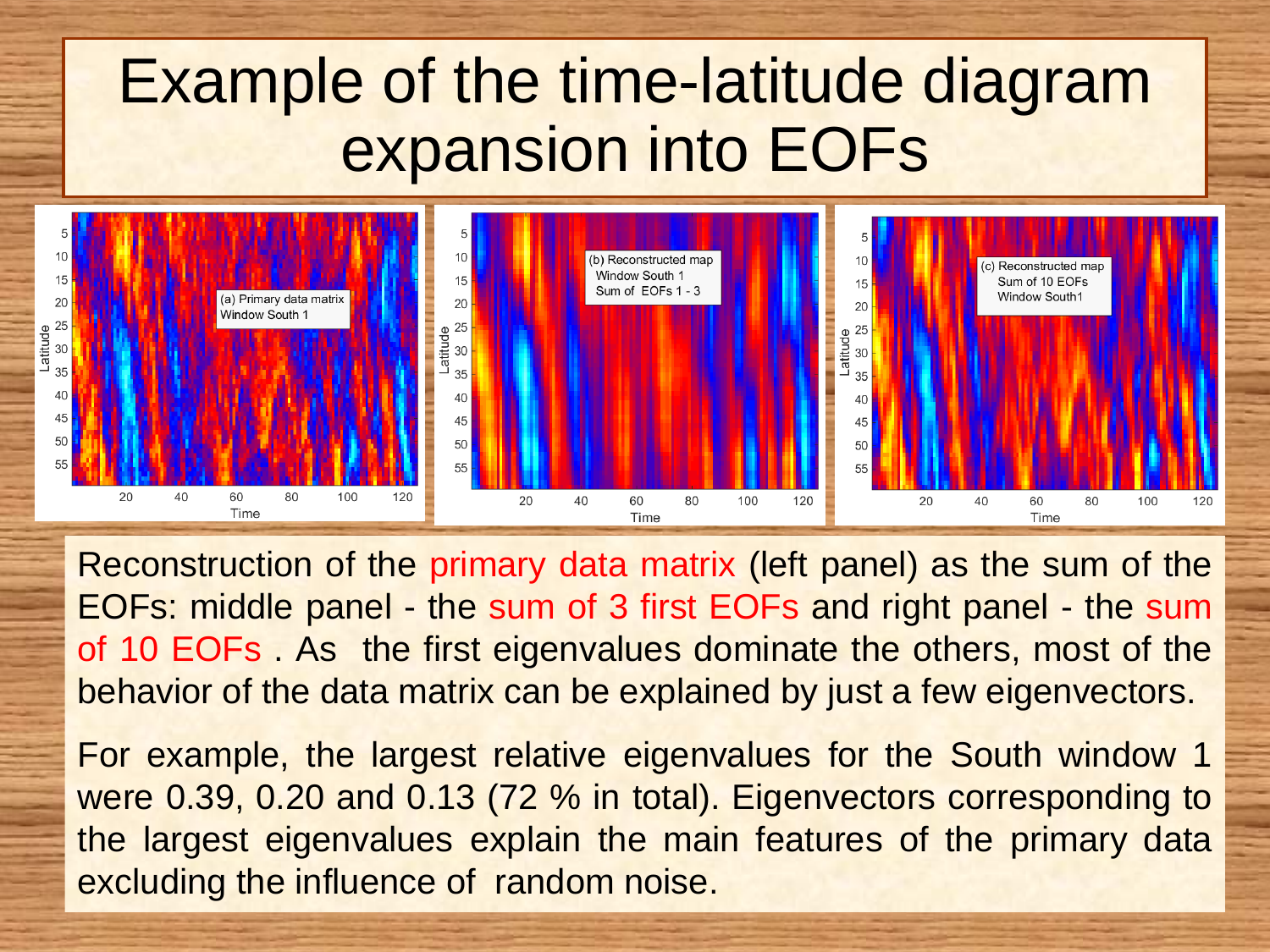# Example of the time-latitude diagram expansion into EOFs

Reconstruction of the primary data matrix (left panel) as the sum of the EOFs: middle panel - the sum of 3 first EOFs and right panel - the sum of 10 EOFs . As the first eigenvalues dominate the others, most of the behavior of the data matrix can be explained by just a few eigenvectors.

For example, the largest relative eigenvalues for the South window 1 were 0.39, 0.20 and 0.13 (72 % in total). Eigenvectors corresponding to the largest eigenvalues explain the main features of the primary data excluding the influence of random noise.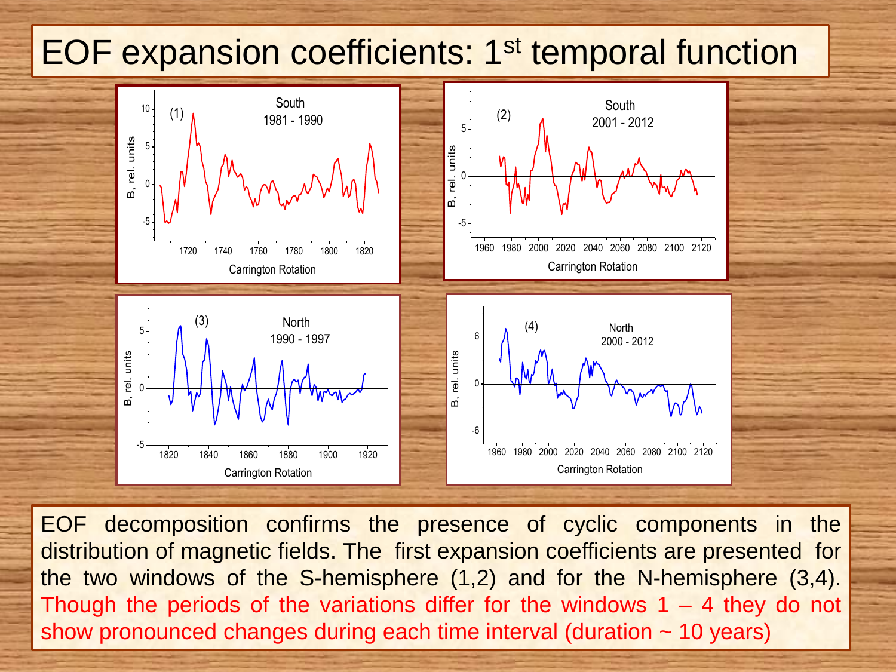# EOF expansion coefficients: 1st temporal function

EOF decomposition confirms the presence of cyclic components in the distribution of magnetic fields. The first expansion coefficients are presented for the two windows of the S-hemisphere (1,2) and for the N-hemisphere (3,4). Though the periods of the variations differ for the windows 1 – 4 they do not show pronounced changes during each time interval (duration ~ 10 years)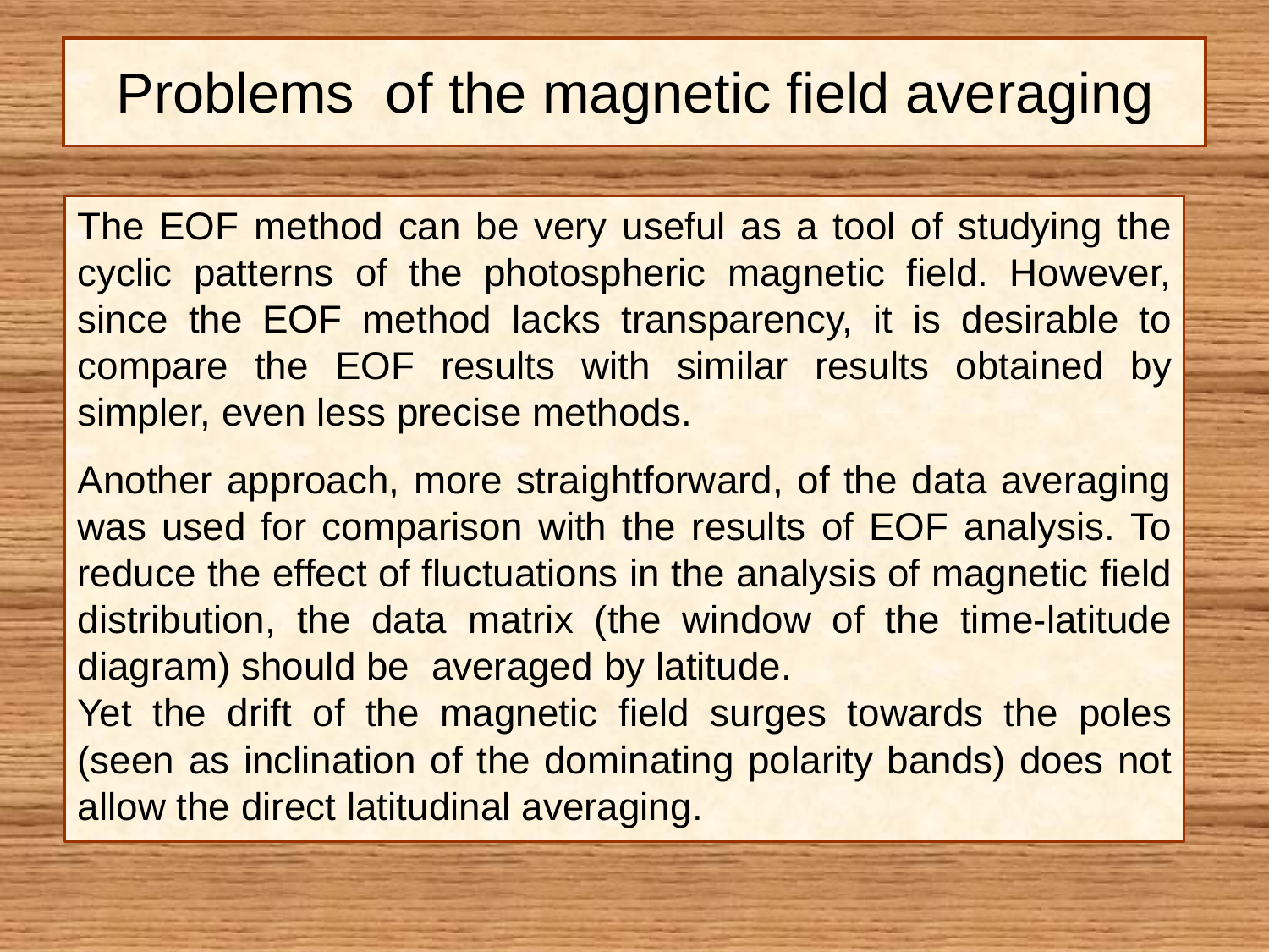# Problems of the magnetic field averaging

The EOF method can be very useful as a tool of studying the cyclic patterns of the photospheric magnetic field. However, since the EOF method lacks transparency, it is desirable to compare the EOF results with similar results obtained by simpler, even less precise methods.

Another approach, more straightforward, of the data averaging was used for comparison with the results of EOF analysis. To reduce the effect of fluctuations in the analysis of magnetic field distribution, the data matrix (the window of the time-latitude diagram) should be averaged by latitude.

Yet the drift of the magnetic field surges towards the poles (seen as inclination of the dominating polarity bands) does not allow the direct latitudinal averaging.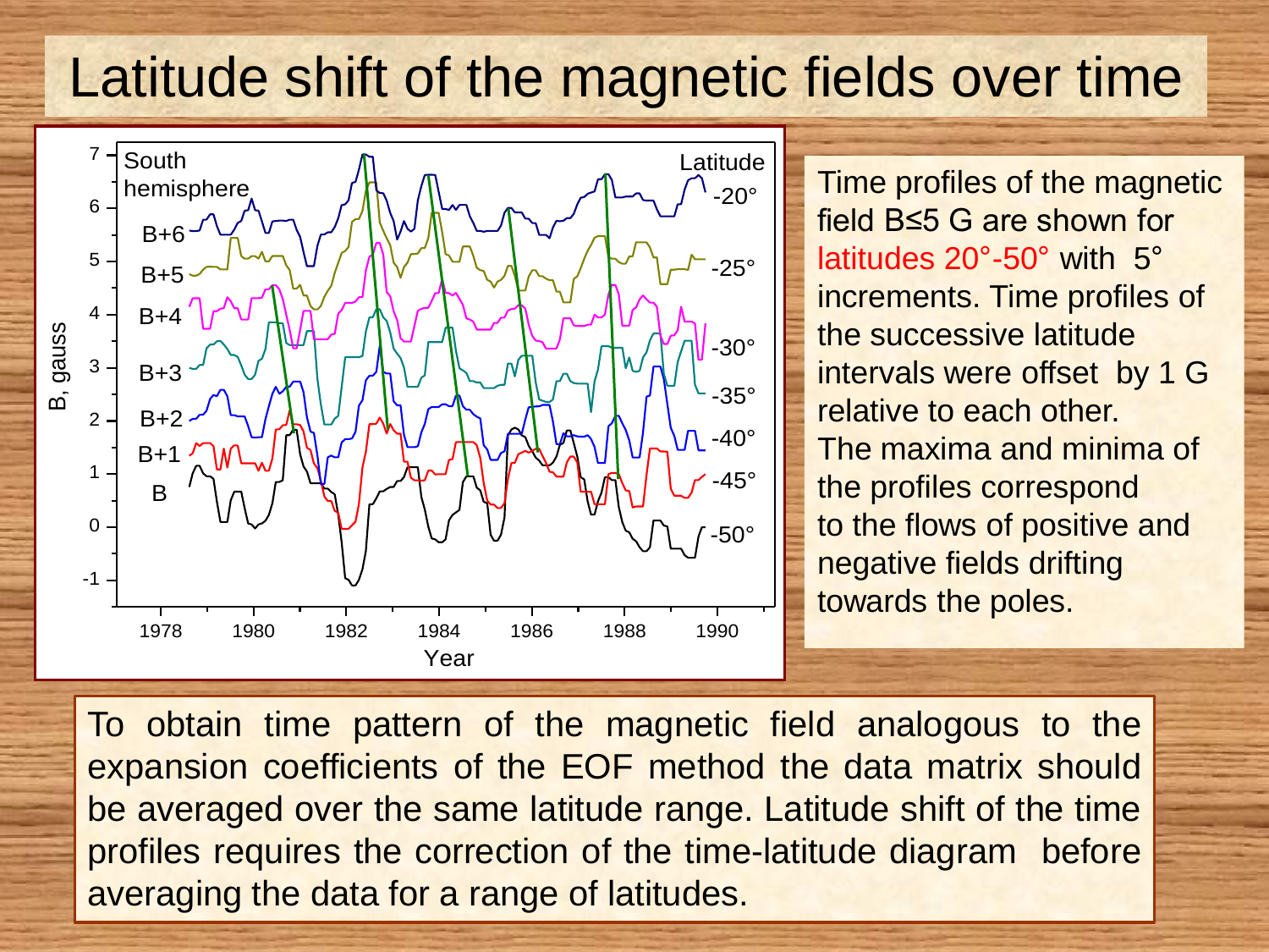# Latitude shift of the magnetic fields over time

Time profiles of the magnetic field B≤5 G are shown for latitudes 20°-50° with 5° increments. Time profiles of the successive latitude intervals were offset by 1 G relative to each other. The maxima and minima of the profiles correspond to the flows of positive and negative fields drifting towards the poles.

To obtain time pattern of the magnetic field analogous to the expansion coefficients of the EOF method the data matrix should be averaged over the same latitude range. Latitude shift of the time profiles requires the correction of the time-latitude diagram before averaging the data for a range of latitudes.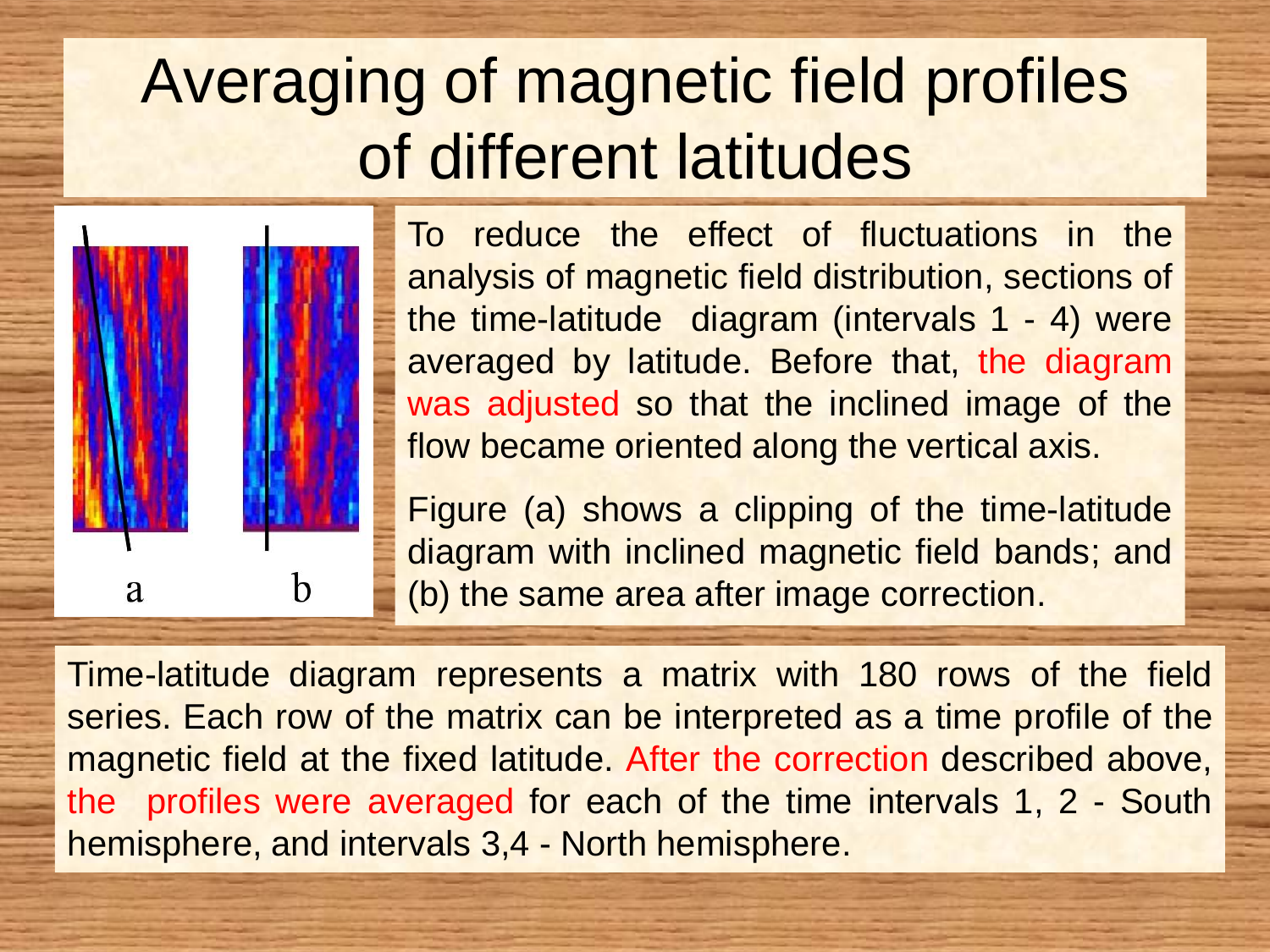# Averaging of magnetic field profiles of different latitudes

To reduce the effect of fluctuations in the analysis of magnetic field distribution, sections of the time-latitude diagram (intervals 1 - 4) were averaged by latitude. Before that, the diagram was adjusted so that the inclined image of the flow became oriented along the vertical axis.

Figure (a) shows a clipping of the time-latitude diagram with inclined magnetic field bands; and (b) the same area after image correction.

Time-latitude diagram represents a matrix with 180 rows of the field series. Each row of the matrix can be interpreted as a time profile of the magnetic field at the fixed latitude. After the correction described above, the profiles were averaged for each of the time intervals 1, 2 - South hemisphere, and intervals 3,4 - North hemisphere.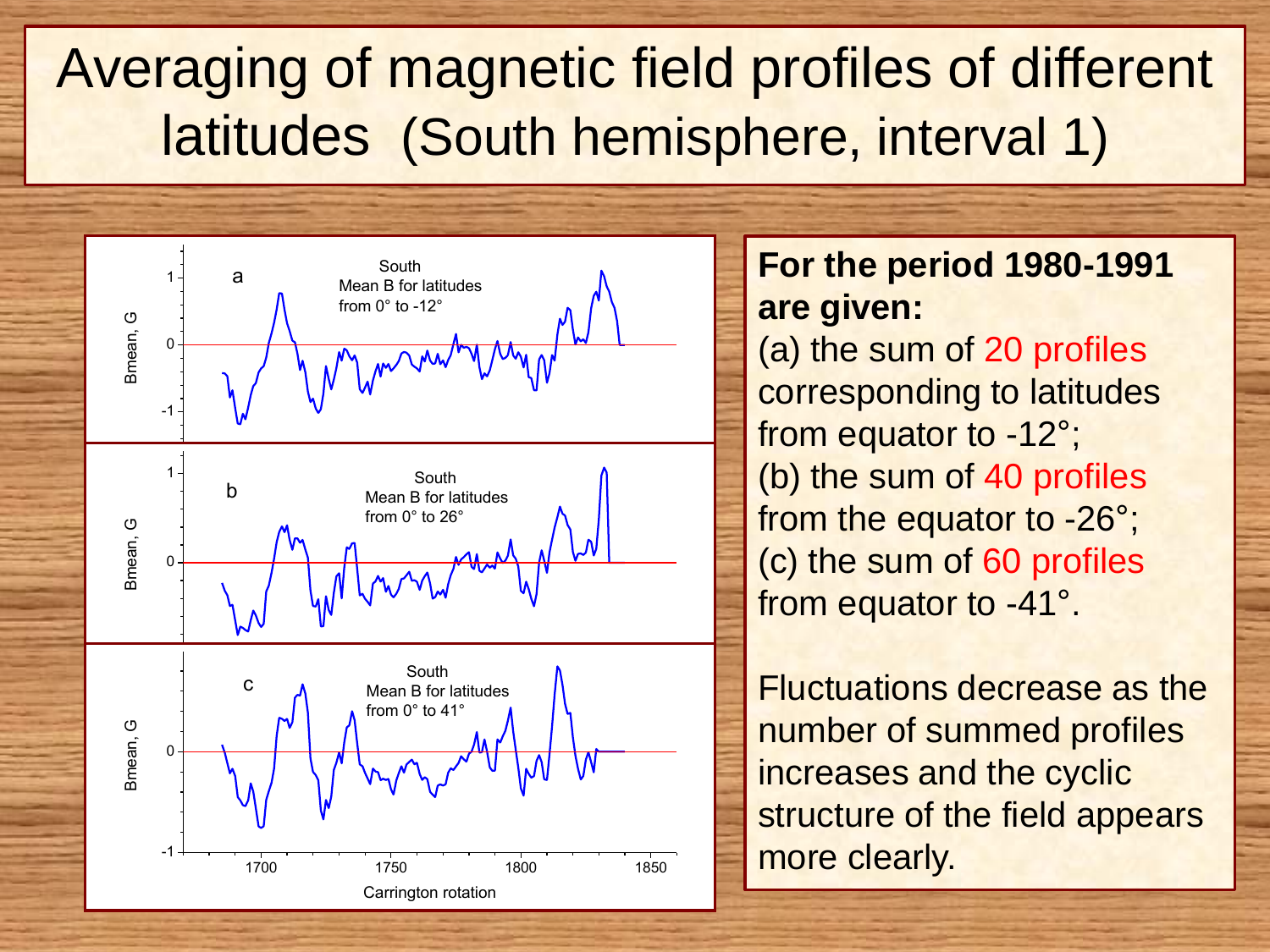# Averaging of magnetic field profiles of different latitudes (South hemisphere, interval 1)

**For the period 1980-1991 are given:**

(a) the sum of 20 profiles corresponding to latitudes from equator to -12°;
(b) the sum of 40 profiles from the equator to -26°;
(c) the sum of 60 profiles from equator to -41°.

Fluctuations decrease as the number of summed profiles increases and the cyclic structure of the field appears more clearly.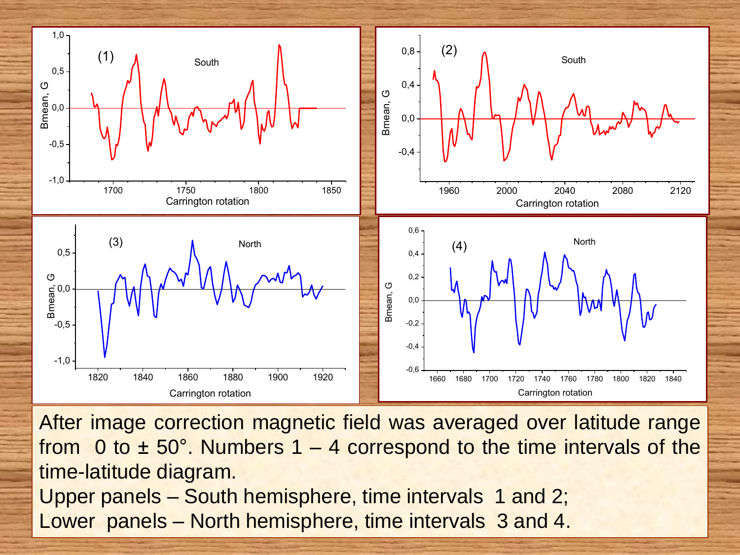After image correction magnetic field was averaged over latitude range from 0 to ± 50°. Numbers 1 – 4 correspond to the time intervals of the time-latitude diagram.

Upper panels – South hemisphere, time intervals 1 and 2;

Lower panels – North hemisphere, time intervals 3 and 4.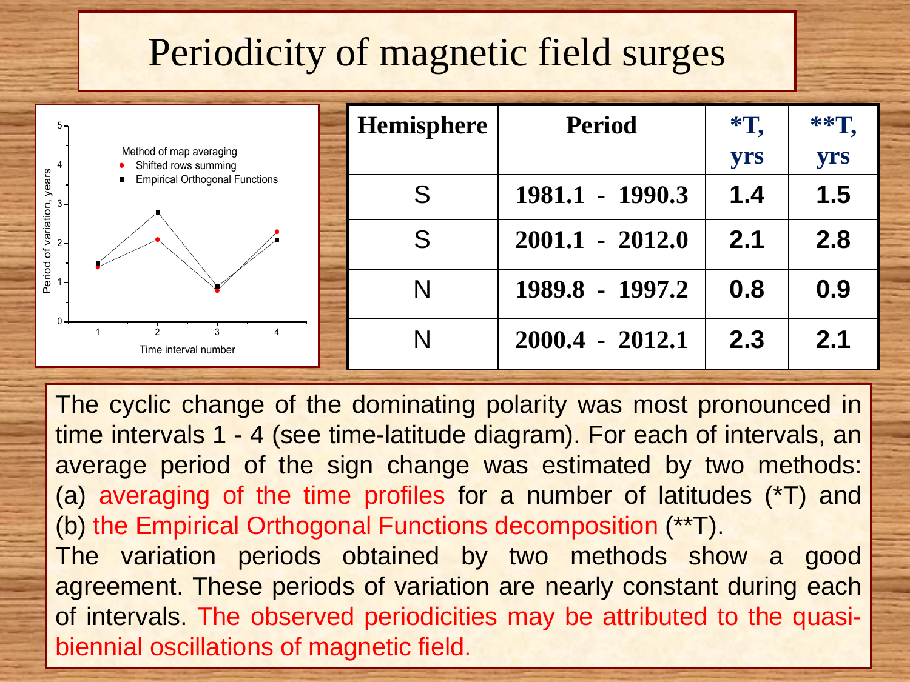# Periodicity of magnetic field surges

| Hemisphere | Period | *T, yrs | **T, yrs |
|---|---|---|---|
| S | 1981.1 - 1990.3 | 1.4 | 1.5 |
| S | 2001.1 - 2012.0 | 2.1 | 2.8 |
| N | 1989.8 - 1997.2 | 0.8 | 0.9 |
| N | 2000.4 - 2012.1 | 2.3 | 2.1 |

The cyclic change of the dominating polarity was most pronounced in time intervals 1 - 4 (see time-latitude diagram). For each of intervals, an average period of the sign change was estimated by two methods: (a) averaging of the time profiles for a number of latitudes (*T) and (b) the Empirical Orthogonal Functions decomposition (**T).

The variation periods obtained by two methods show a good agreement. These periods of variation are nearly constant during each of intervals. The observed periodicities may be attributed to the quasi-biennial oscillations of magnetic field.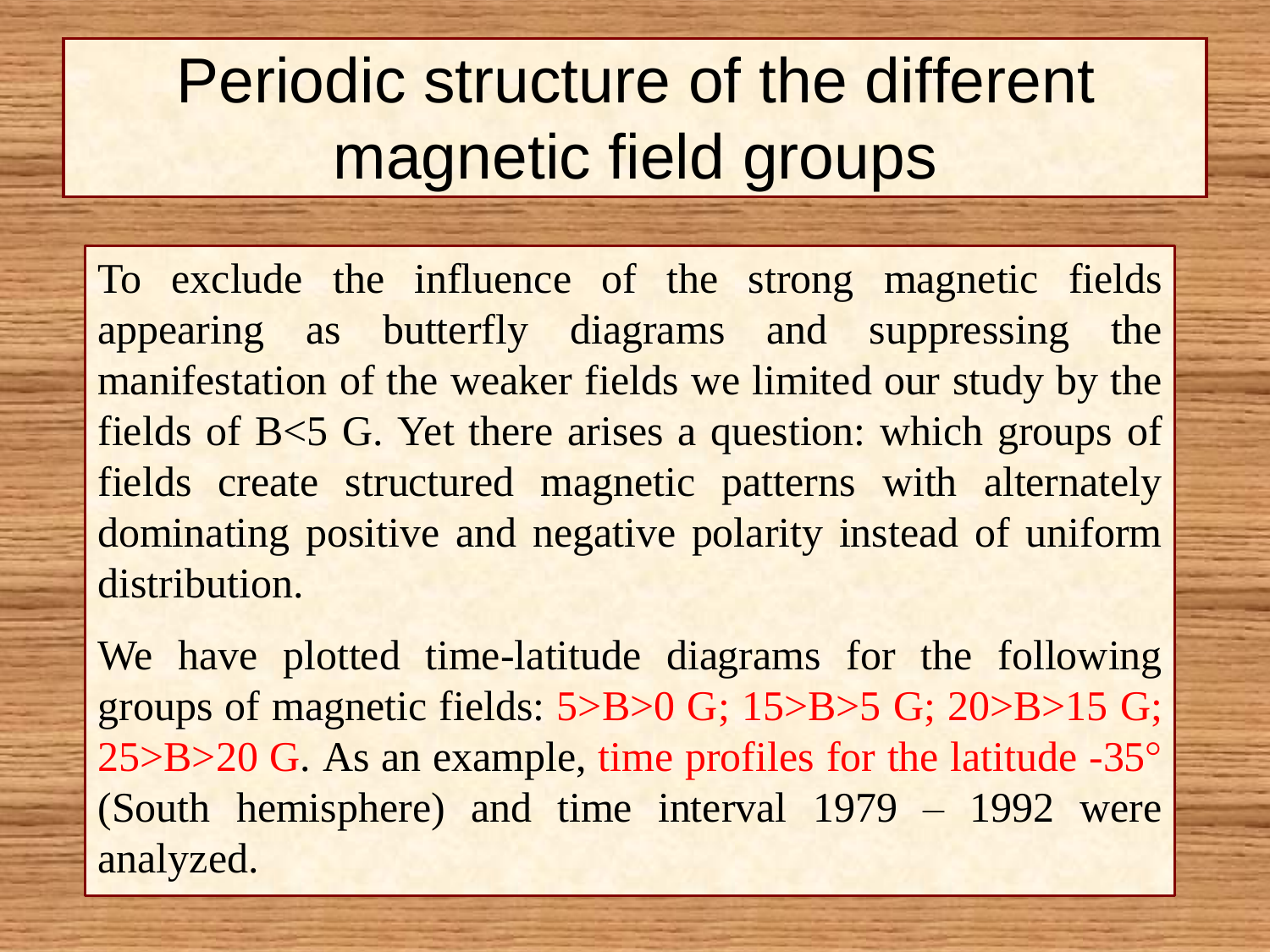# Periodic structure of the different magnetic field groups

To exclude the influence of the strong magnetic fields appearing as butterfly diagrams and suppressing the manifestation of the weaker fields we limited our study by the fields of $B<5$ G. Yet there arises a question: which groups of fields create structured magnetic patterns with alternately dominating positive and negative polarity instead of uniform distribution.

We have plotted time-latitude diagrams for the following groups of magnetic fields: $5>B>0$ G; $15>B>5$ G; $20>B>15$ G; $25>B>20$ G. As an example, time profiles for the latitude -35° (South hemisphere) and time interval 1979 – 1992 were analyzed.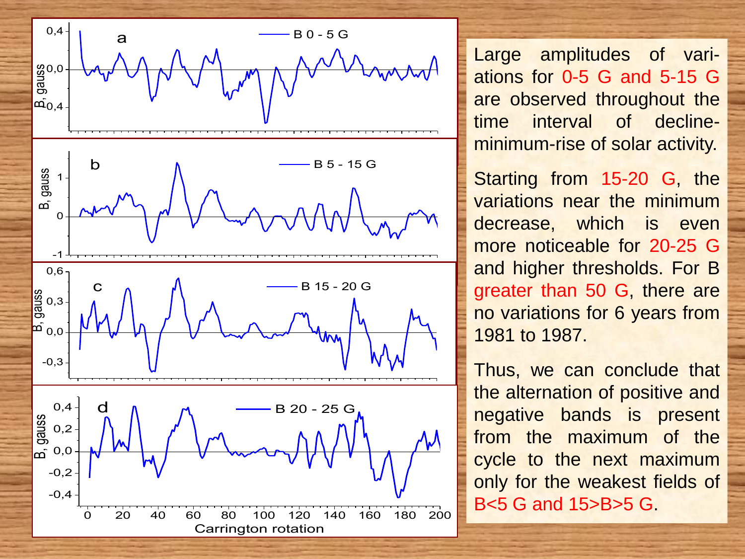Large amplitudes of variations for 0-5 G and 5-15 G are observed throughout the time interval of decline-minimum-rise of solar activity.

Starting from 15-20 G, the variations near the minimum decrease, which is even more noticeable for 20-25 G and higher thresholds. For B greater than 50 G, there are no variations for 6 years from 1981 to 1987.

Thus, we can conclude that the alternation of positive and negative bands is present from the maximum of the cycle to the next maximum only for the weakest fields of B<5 G and 15>B>5 G.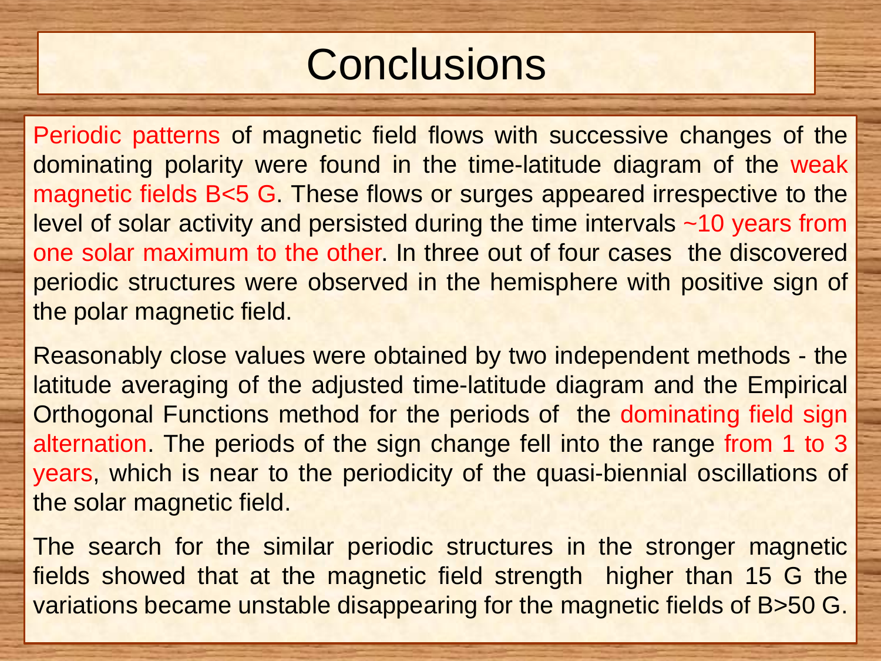# Conclusions

Periodic patterns of magnetic field flows with successive changes of the dominating polarity were found in the time-latitude diagram of the weak magnetic fields B<5 G. These flows or surges appeared irrespective to the level of solar activity and persisted during the time intervals ~10 years from one solar maximum to the other. In three out of four cases the discovered periodic structures were observed in the hemisphere with positive sign of the polar magnetic field.

Reasonably close values were obtained by two independent methods - the latitude averaging of the adjusted time-latitude diagram and the Empirical Orthogonal Functions method for the periods of the dominating field sign alternation. The periods of the sign change fell into the range from 1 to 3 years, which is near to the periodicity of the quasi-biennial oscillations of the solar magnetic field.

The search for the similar periodic structures in the stronger magnetic fields showed that at the magnetic field strength higher than 15 G the variations became unstable disappearing for the magnetic fields of B>50 G.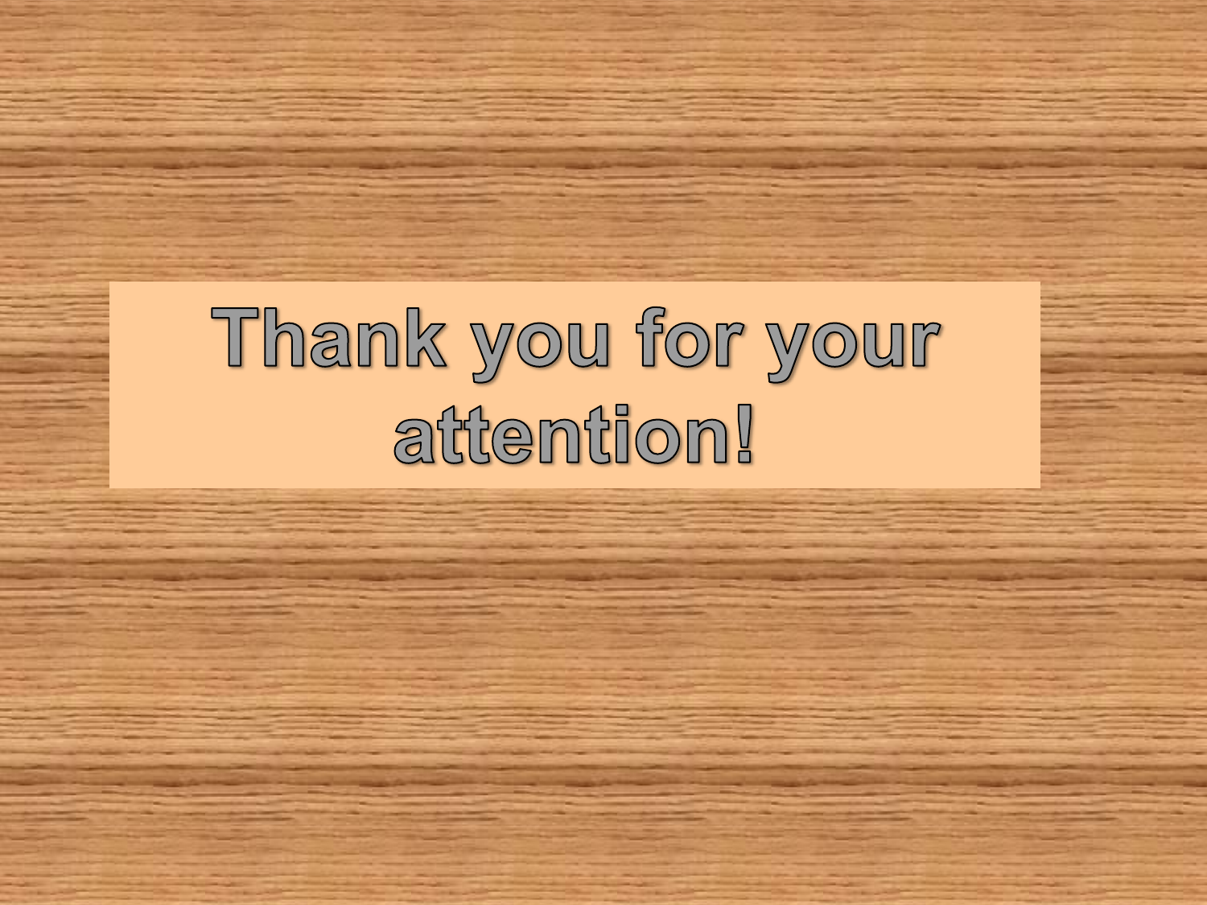# Thank you for your attention!